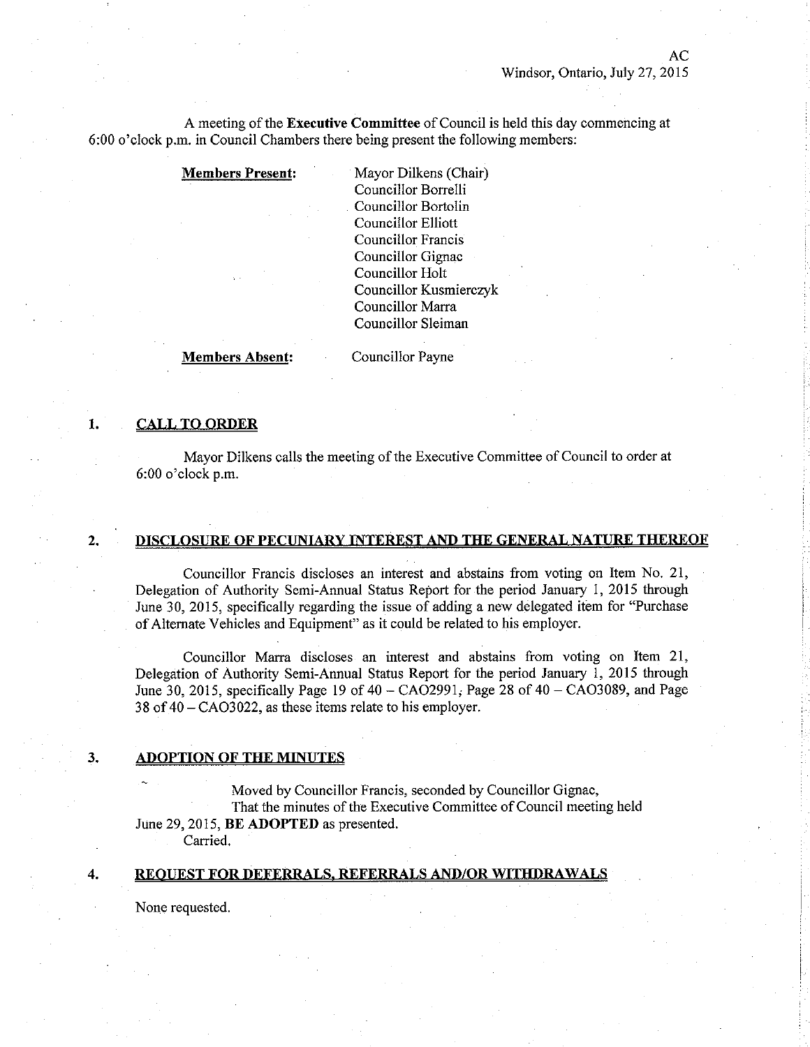AC
Windsor, Ontario, July 27, 2015

A meeting of the **Executive Committee** of Council is held this day commencing at 6:00 o'clock p.m. in Council Chambers there being present the following members:

**Members Present:**

Mayor Dilkens (Chair)
Councillor Borrelli
Councillor Bortolin
Councillor Elliott
Councillor Francis
Councillor Gignac
Councillor Holt
Councillor Kusmierczyk
Councillor Marra
Councillor Sleiman

**Members Absent:**

Councillor Payne

## 1. CALL TO ORDER

Mayor Dilkens calls the meeting of the Executive Committee of Council to order at 6:00 o'clock p.m.

## 2. DISCLOSURE OF PECUNIARY INTEREST AND THE GENERAL NATURE THEREOF

Councillor Francis discloses an interest and abstains from voting on Item No. 21, Delegation of Authority Semi-Annual Status Report for the period January 1, 2015 through June 30, 2015, specifically regarding the issue of adding a new delegated item for "Purchase of Alternate Vehicles and Equipment" as it could be related to his employer.

Councillor Marra discloses an interest and abstains from voting on Item 21, Delegation of Authority Semi-Annual Status Report for the period January 1, 2015 through June 30, 2015, specifically Page 19 of 40 – CAO2991, Page 28 of 40 – CAO3089, and Page 38 of 40 – CAO3022, as these items relate to his employer.

## 3. ADOPTION OF THE MINUTES

Moved by Councillor Francis, seconded by Councillor Gignac,
That the minutes of the Executive Committee of Council meeting held June 29, 2015, **BE ADOPTED** as presented.
Carried.

## 4. REQUEST FOR DEFERRALS, REFERRALS AND/OR WITHDRAWALS

None requested.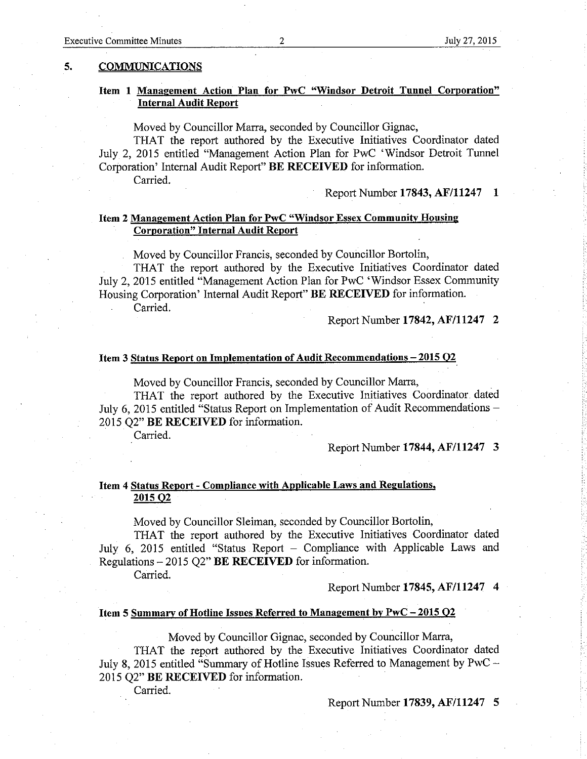## 5. COMMUNICATIONS

### Item 1 Management Action Plan for PwC "Windsor Detroit Tunnel Corporation" Internal Audit Report

Moved by Councillor Marra, seconded by Councillor Gignac,

THAT the report authored by the Executive Initiatives Coordinator dated July 2, 2015 entitled "Management Action Plan for PwC 'Windsor Detroit Tunnel Corporation' Internal Audit Report" **BE RECEIVED** for information.

Carried.

Report Number **17843, AF/11247 1**

### Item 2 Management Action Plan for PwC "Windsor Essex Community Housing Corporation" Internal Audit Report

Moved by Councillor Francis, seconded by Councillor Bortolin,

THAT the report authored by the Executive Initiatives Coordinator dated July 2, 2015 entitled "Management Action Plan for PwC 'Windsor Essex Community Housing Corporation' Internal Audit Report" **BE RECEIVED** for information.

Carried.

Report Number **17842, AF/11247 2**

### Item 3 Status Report on Implementation of Audit Recommendations – 2015 Q2

Moved by Councillor Francis, seconded by Councillor Marra,

THAT the report authored by the Executive Initiatives Coordinator dated July 6, 2015 entitled "Status Report on Implementation of Audit Recommendations – 2015 Q2" **BE RECEIVED** for information.

Carried.

Report Number **17844, AF/11247 3**

### Item 4 Status Report - Compliance with Applicable Laws and Regulations, 2015 Q2

Moved by Councillor Sleiman, seconded by Councillor Bortolin,

THAT the report authored by the Executive Initiatives Coordinator dated July 6, 2015 entitled "Status Report – Compliance with Applicable Laws and Regulations – 2015 Q2" **BE RECEIVED** for information.

Carried.

Report Number **17845, AF/11247 4**

### Item 5 Summary of Hotline Issues Referred to Management by PwC – 2015 Q2

Moved by Councillor Gignac, seconded by Councillor Marra,

THAT the report authored by the Executive Initiatives Coordinator dated July 8, 2015 entitled "Summary of Hotline Issues Referred to Management by PwC – 2015 Q2" **BE RECEIVED** for information.

Carried.

Report Number **17839, AF/11247 5**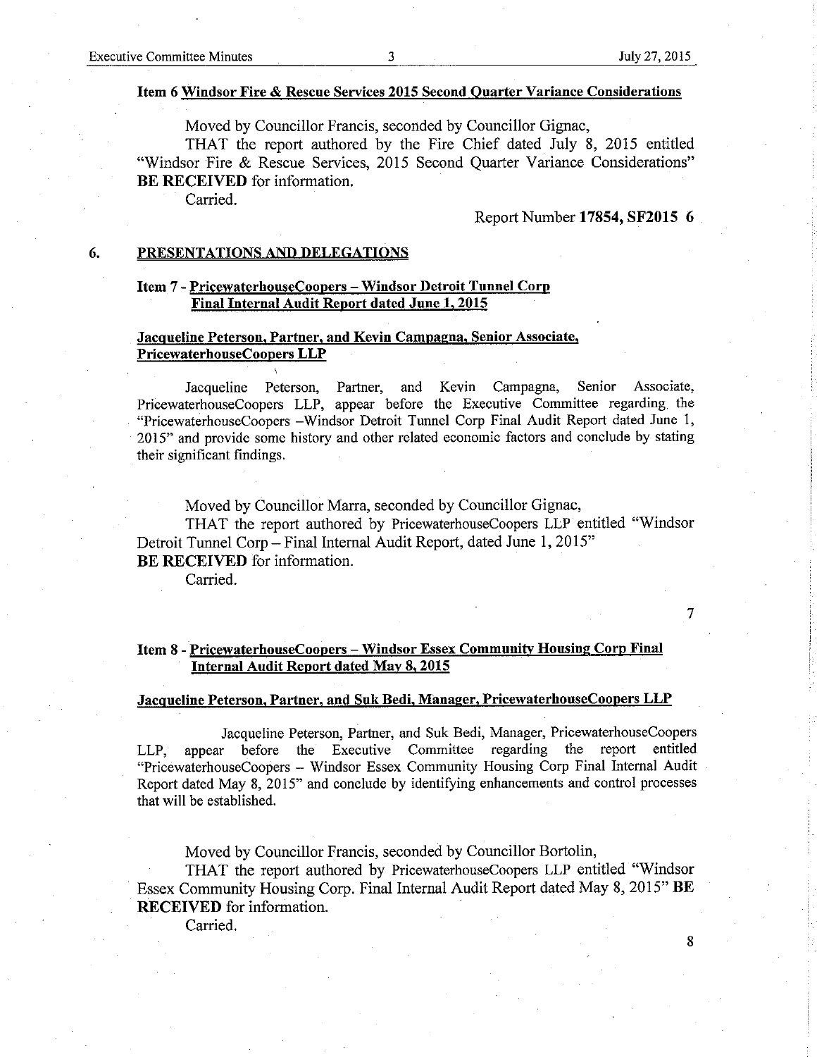**Item 6 Windsor Fire & Rescue Services 2015 Second Quarter Variance Considerations**

Moved by Councillor Francis, seconded by Councillor Gignac,

THAT the report authored by the Fire Chief dated July 8, 2015 entitled "Windsor Fire & Rescue Services, 2015 Second Quarter Variance Considerations" **BE RECEIVED** for information.

Carried.

Report Number **17854, SF2015 6**

## 6. PRESENTATIONS AND DELEGATIONS

**Item 7 - PricewaterhouseCoopers – Windsor Detroit Tunnel Corp Final Internal Audit Report dated June 1, 2015**

**Jacqueline Peterson, Partner, and Kevin Campagna, Senior Associate, PricewaterhouseCoopers LLP**

Jacqueline Peterson, Partner, and Kevin Campagna, Senior Associate, PricewaterhouseCoopers LLP, appear before the Executive Committee regarding the "PricewaterhouseCoopers –Windsor Detroit Tunnel Corp Final Audit Report dated June 1, 2015" and provide some history and other related economic factors and conclude by stating their significant findings.

Moved by Councillor Marra, seconded by Councillor Gignac,

THAT the report authored by PricewaterhouseCoopers LLP entitled "Windsor Detroit Tunnel Corp – Final Internal Audit Report, dated June 1, 2015" **BE RECEIVED** for information.

Carried.

7

**Item 8 - PricewaterhouseCoopers – Windsor Essex Community Housing Corp Final Internal Audit Report dated May 8, 2015**

**Jacqueline Peterson, Partner, and Suk Bedi, Manager, PricewaterhouseCoopers LLP**

Jacqueline Peterson, Partner, and Suk Bedi, Manager, PricewaterhouseCoopers LLP, appear before the Executive Committee regarding the report entitled "PricewaterhouseCoopers – Windsor Essex Community Housing Corp Final Internal Audit Report dated May 8, 2015" and conclude by identifying enhancements and control processes that will be established.

Moved by Councillor Francis, seconded by Councillor Bortolin,

THAT the report authored by PricewaterhouseCoopers LLP entitled "Windsor Essex Community Housing Corp. Final Internal Audit Report dated May 8, 2015" **BE RECEIVED** for information.

Carried.

8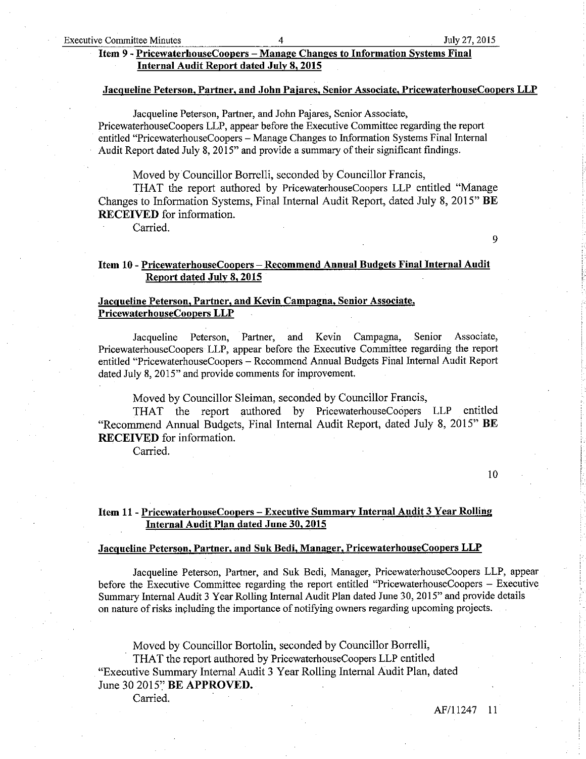## Item 9 - PricewaterhouseCoopers – Manage Changes to Information Systems Final Internal Audit Report dated July 8, 2015

**Jacqueline Peterson, Partner, and John Pajares, Senior Associate, PricewaterhouseCoopers LLP**

Jacqueline Peterson, Partner, and John Pajares, Senior Associate, PricewaterhouseCoopers LLP, appear before the Executive Committee regarding the report entitled "PricewaterhouseCoopers – Manage Changes to Information Systems Final Internal Audit Report dated July 8, 2015" and provide a summary of their significant findings.

Moved by Councillor Borrelli, seconded by Councillor Francis,

THAT the report authored by PricewaterhouseCoopers LLP entitled "Manage Changes to Information Systems, Final Internal Audit Report, dated July 8, 2015" **BE RECEIVED** for information.

Carried.

9

## Item 10 - PricewaterhouseCoopers – Recommend Annual Budgets Final Internal Audit Report dated July 8, 2015

**Jacqueline Peterson, Partner, and Kevin Campagna, Senior Associate, PricewaterhouseCoopers LLP**

Jacqueline Peterson, Partner, and Kevin Campagna, Senior Associate, PricewaterhouseCoopers LLP, appear before the Executive Committee regarding the report entitled "PricewaterhouseCoopers – Recommend Annual Budgets Final Internal Audit Report dated July 8, 2015" and provide comments for improvement.

Moved by Councillor Sleiman, seconded by Councillor Francis,

THAT the report authored by PricewaterhouseCoopers LLP entitled "Recommend Annual Budgets, Final Internal Audit Report, dated July 8, 2015" **BE RECEIVED** for information.

Carried.

10

## Item 11 - PricewaterhouseCoopers – Executive Summary Internal Audit 3 Year Rolling Internal Audit Plan dated June 30, 2015

**Jacqueline Peterson, Partner, and Suk Bedi, Manager, PricewaterhouseCoopers LLP**

Jacqueline Peterson, Partner, and Suk Bedi, Manager, PricewaterhouseCoopers LLP, appear before the Executive Committee regarding the report entitled "PricewaterhouseCoopers – Executive Summary Internal Audit 3 Year Rolling Internal Audit Plan dated June 30, 2015" and provide details on nature of risks including the importance of notifying owners regarding upcoming projects.

Moved by Councillor Bortolin, seconded by Councillor Borrelli,

THAT the report authored by PricewaterhouseCoopers LLP entitled "Executive Summary Internal Audit 3 Year Rolling Internal Audit Plan, dated June 30 2015" **BE APPROVED.**

Carried.

AF/11247 11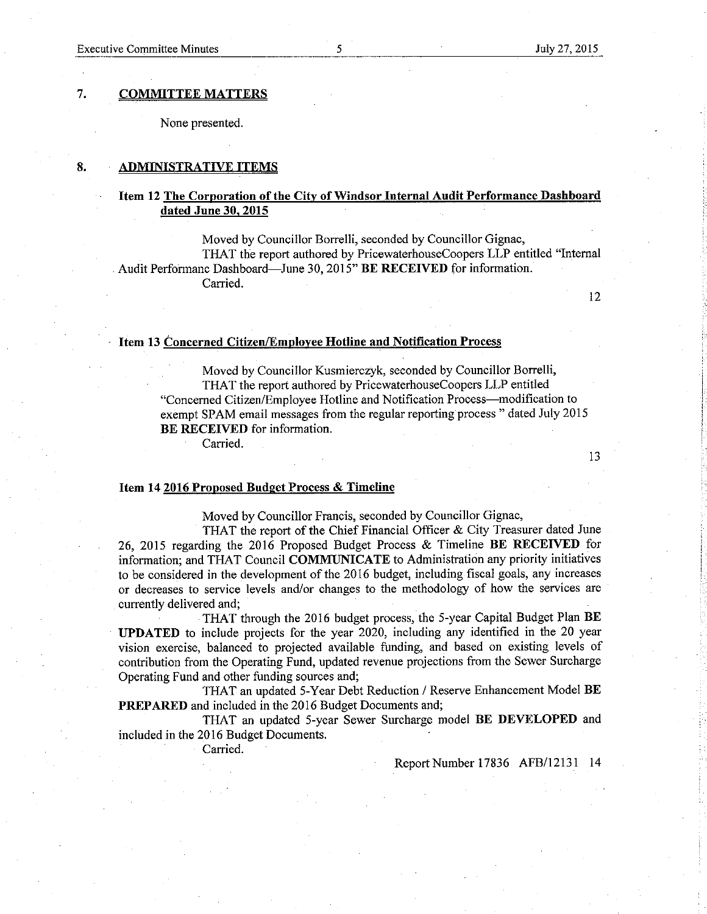## 7. COMMITTEE MATTERS

None presented.

## 8. ADMINISTRATIVE ITEMS

### Item 12 The Corporation of the City of Windsor Internal Audit Performance Dashboard dated June 30, 2015

Moved by Councillor Borrelli, seconded by Councillor Gignac,

THAT the report authored by PricewaterhouseCoopers LLP entitled "Internal Audit Performanc Dashboard—June 30, 2015" **BE RECEIVED** for information.

Carried.

12

### Item 13 Concerned Citizen/Employee Hotline and Notification Process

Moved by Councillor Kusmierczyk, seconded by Councillor Borrelli,

THAT the report authored by PricewaterhouseCoopers LLP entitled "Concerned Citizen/Employee Hotline and Notification Process—modification to exempt SPAM email messages from the regular reporting process " dated July 2015 **BE RECEIVED** for information.

Carried.

13

### Item 14 2016 Proposed Budget Process & Timeline

Moved by Councillor Francis, seconded by Councillor Gignac,

THAT the report of the Chief Financial Officer & City Treasurer dated June 26, 2015 regarding the 2016 Proposed Budget Process & Timeline **BE RECEIVED** for information; and THAT Council **COMMUNICATE** to Administration any priority initiatives to be considered in the development of the 2016 budget, including fiscal goals, any increases or decreases to service levels and/or changes to the methodology of how the services are currently delivered and;

THAT through the 2016 budget process, the 5-year Capital Budget Plan **BE UPDATED** to include projects for the year 2020, including any identified in the 20 year vision exercise, balanced to projected available funding, and based on existing levels of contribution from the Operating Fund, updated revenue projections from the Sewer Surcharge Operating Fund and other funding sources and;

THAT an updated 5-Year Debt Reduction / Reserve Enhancement Model **BE PREPARED** and included in the 2016 Budget Documents and;

THAT an updated 5-year Sewer Surcharge model **BE DEVELOPED** and included in the 2016 Budget Documents.

Carried.

Report Number 17836 AFB/12131 14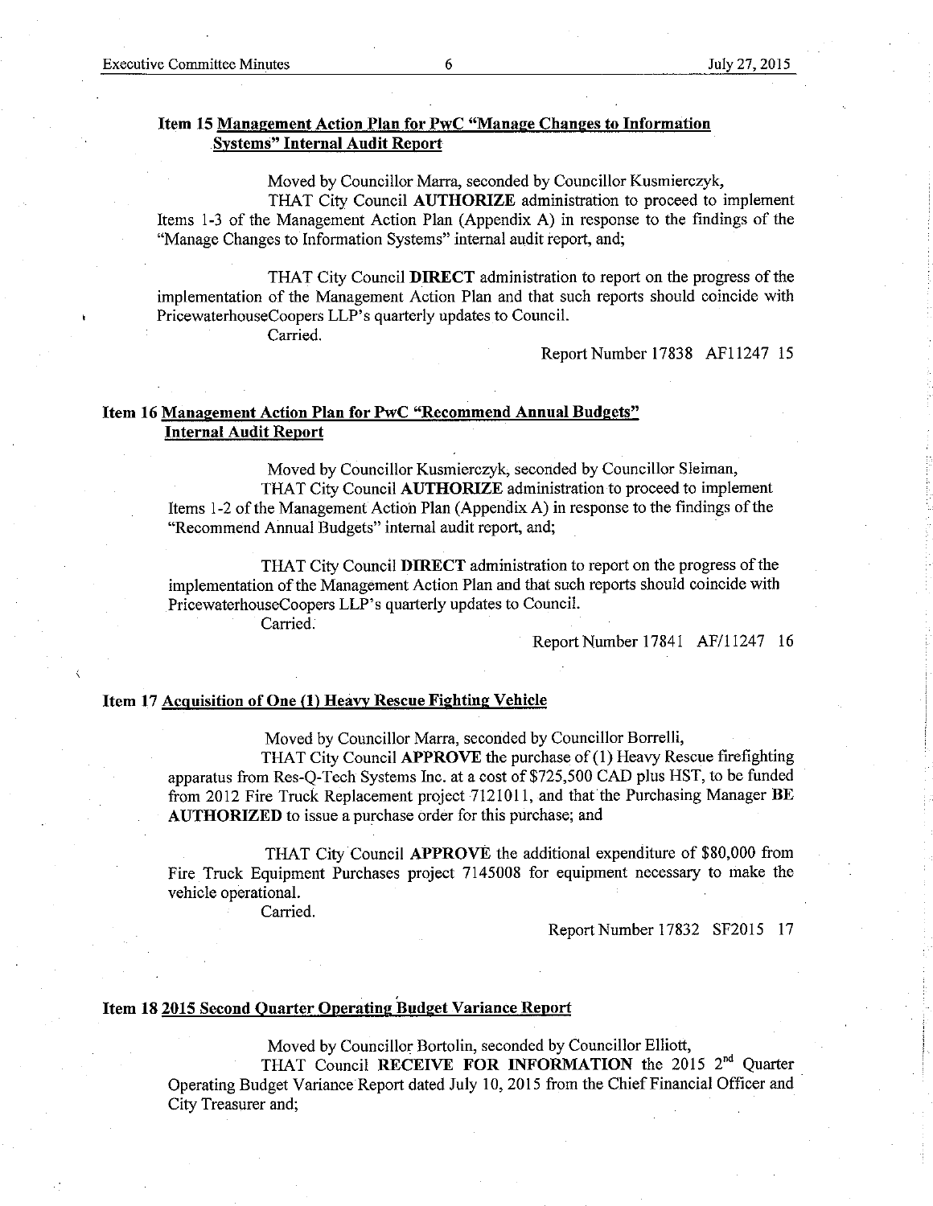### Item 15 Management Action Plan for PwC "Manage Changes to Information Systems" Internal Audit Report

Moved by Councillor Marra, seconded by Councillor Kusmierczyk,

THAT City Council **AUTHORIZE** administration to proceed to implement Items 1-3 of the Management Action Plan (Appendix A) in response to the findings of the "Manage Changes to Information Systems" internal audit report, and;

THAT City Council **DIRECT** administration to report on the progress of the implementation of the Management Action Plan and that such reports should coincide with PricewaterhouseCoopers LLP's quarterly updates to Council.

Carried.

Report Number 17838 AF11247 15

### Item 16 Management Action Plan for PwC "Recommend Annual Budgets" Internal Audit Report

Moved by Councillor Kusmierczyk, seconded by Councillor Sleiman,

THAT City Council **AUTHORIZE** administration to proceed to implement Items 1-2 of the Management Action Plan (Appendix A) in response to the findings of the "Recommend Annual Budgets" internal audit report, and;

THAT City Council **DIRECT** administration to report on the progress of the implementation of the Management Action Plan and that such reports should coincide with PricewaterhouseCoopers LLP's quarterly updates to Council.

Carried.

Report Number 17841 AF/11247 16

### Item 17 Acquisition of One (1) Heavy Rescue Fighting Vehicle

Moved by Councillor Marra, seconded by Councillor Borrelli,

THAT City Council **APPROVE** the purchase of (1) Heavy Rescue firefighting apparatus from Res-Q-Tech Systems Inc. at a cost of $725,500 CAD plus HST, to be funded from 2012 Fire Truck Replacement project 7121011, and that the Purchasing Manager **BE AUTHORIZED** to issue a purchase order for this purchase; and

THAT City Council **APPROVE** the additional expenditure of $80,000 from Fire Truck Equipment Purchases project 7145008 for equipment necessary to make the vehicle operational.

Carried.

Report Number 17832 SF2015 17

### Item 18 2015 Second Quarter Operating Budget Variance Report

Moved by Councillor Bortolin, seconded by Councillor Elliott,

THAT Council **RECEIVE FOR INFORMATION** the 2015 2nd Quarter Operating Budget Variance Report dated July 10, 2015 from the Chief Financial Officer and City Treasurer and;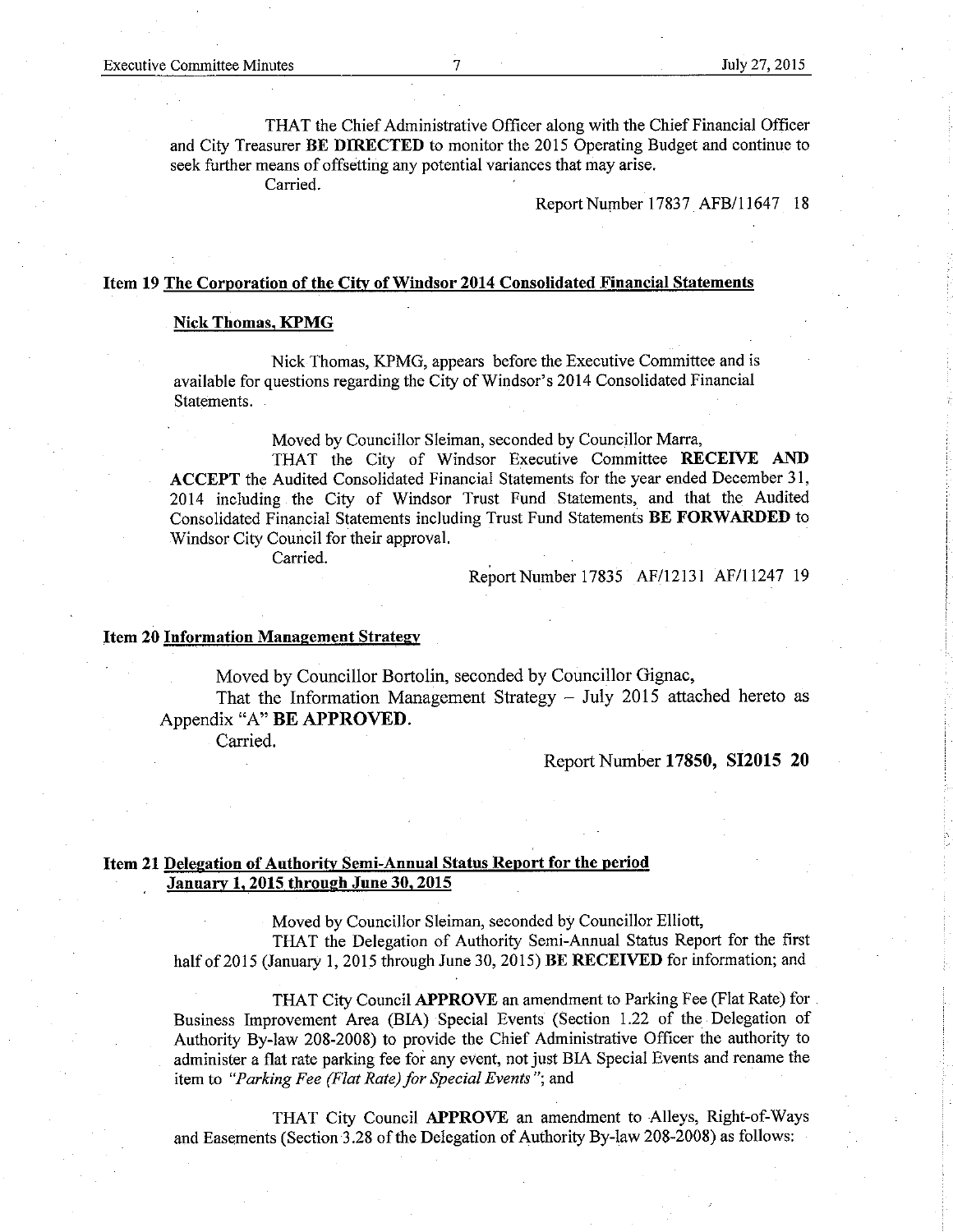THAT the Chief Administrative Officer along with the Chief Financial Officer and City Treasurer **BE DIRECTED** to monitor the 2015 Operating Budget and continue to seek further means of offsetting any potential variances that may arise.

Carried.

Report Number 17837 AFB/11647 18

**Item 19 <u>The Corporation of the City of Windsor 2014 Consolidated Financial Statements</u>**

**<u>Nick Thomas, KPMG</u>**

Nick Thomas, KPMG, appears before the Executive Committee and is available for questions regarding the City of Windsor's 2014 Consolidated Financial Statements.

Moved by Councillor Sleiman, seconded by Councillor Marra,

THAT the City of Windsor Executive Committee **RECEIVE AND ACCEPT** the Audited Consolidated Financial Statements for the year ended December 31, 2014 including the City of Windsor Trust Fund Statements, and that the Audited Consolidated Financial Statements including Trust Fund Statements **BE FORWARDED** to Windsor City Council for their approval.

Carried.

Report Number 17835 AF/12131 AF/11247 19

**Item 20 <u>Information Management Strategy</u>**

Moved by Councillor Bortolin, seconded by Councillor Gignac,

That the Information Management Strategy – July 2015 attached hereto as Appendix "A" **BE APPROVED**.

Carried.

Report Number **17850, SI2015 20**

**Item 21 <u>Delegation of Authority Semi-Annual Status Report for the period January 1, 2015 through June 30, 2015</u>**

Moved by Councillor Sleiman, seconded by Councillor Elliott,

THAT the Delegation of Authority Semi-Annual Status Report for the first half of 2015 (January 1, 2015 through June 30, 2015) **BE RECEIVED** for information; and

THAT City Council **APPROVE** an amendment to Parking Fee (Flat Rate) for Business Improvement Area (BIA) Special Events (Section 1.22 of the Delegation of Authority By-law 208-2008) to provide the Chief Administrative Officer the authority to administer a flat rate parking fee for any event, not just BIA Special Events and rename the item to *"Parking Fee (Flat Rate) for Special Events"*; and

THAT City Council **APPROVE** an amendment to Alleys, Right-of-Ways and Easements (Section 3.28 of the Delegation of Authority By-law 208-2008) as follows: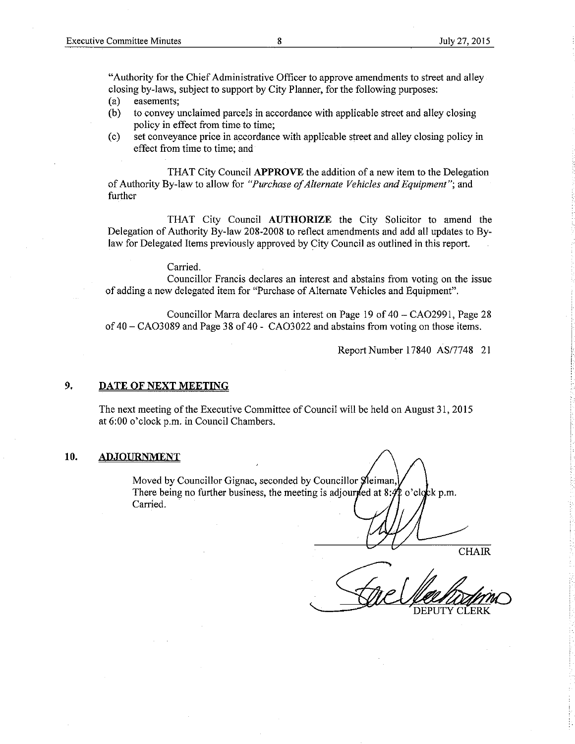"Authority for the Chief Administrative Officer to approve amendments to street and alley closing by-laws, subject to support by City Planner, for the following purposes:

(a) easements;
(b) to convey unclaimed parcels in accordance with applicable street and alley closing policy in effect from time to time;
(c) set conveyance price in accordance with applicable street and alley closing policy in effect from time to time; and

THAT City Council **APPROVE** the addition of a new item to the Delegation of Authority By-law to allow for *"Purchase of Alternate Vehicles and Equipment"*; and further

THAT City Council **AUTHORIZE** the City Solicitor to amend the Delegation of Authority By-law 208-2008 to reflect amendments and add all updates to By-law for Delegated Items previously approved by City Council as outlined in this report.

Carried.

Councillor Francis declares an interest and abstains from voting on the issue of adding a new delegated item for "Purchase of Alternate Vehicles and Equipment".

Councillor Marra declares an interest on Page 19 of 40 – CAO2991, Page 28 of 40 – CAO3089 and Page 38 of 40 - CAO3022 and abstains from voting on those items.

Report Number 17840 AS/7748 21

## 9. DATE OF NEXT MEETING

The next meeting of the Executive Committee of Council will be held on August 31, 2015 at 6:00 o'clock p.m. in Council Chambers.

## 10. ADJOURNMENT

Moved by Councillor Gignac, seconded by Councillor Sleiman,
There being no further business, the meeting is adjourned at 8:42 o'clock p.m.
Carried.

CHAIR

DEPUTY CLERK